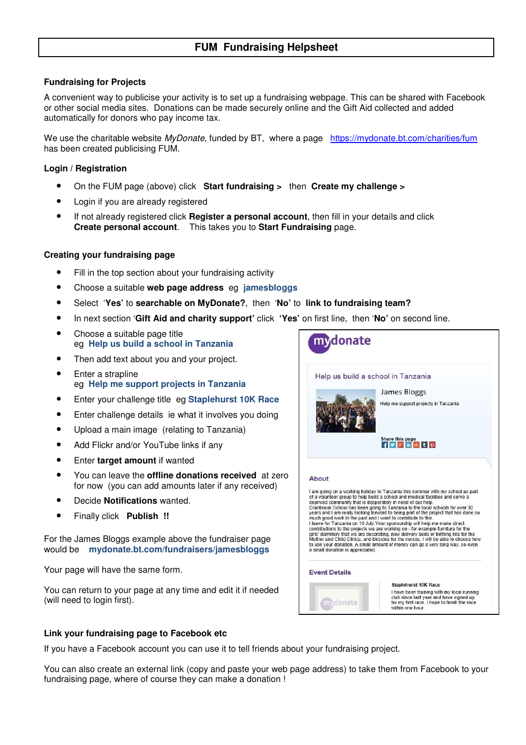# FUM Fundraising Helpsheet

### Fundraising for Projects

A convenient way to publicise your activity is to set up a fundraising webpage. This can be shared with Facebook or other social media sites. Donations can be made securely online and the Gift Aid collected and added automatically for donors who pay income tax.

We use the charitable website *MyDonate*, funded by BT, where a page https://mydonate.bt.com/charities/fum has been created publicising FUM.

### Login / Registration

- On the FUM page (above) click **Start fundraising >** then **Create my challenge >**
- Login if you are already registered
- If not already registered click **Register a personal account**, then fill in your details and click **Create personal account**. This takes you to **Start Fundraising** page.

### Creating your fundraising page

- Fill in the top section about your fundraising activity
- Choose a suitable **web page address** eg **jamesbloggs**
- Select '**Yes**' to **searchable on MyDonate?**, then '**No**' to **link to fundraising team?**
- In next section '**Gift Aid and charity support**' click '**Yes**' on first line, then '**No**' on second line.
- Choose a suitable page title
  eg **Help us build a school in Tanzania**
- Then add text about you and your project.
- Enter a strapline
  eg **Help me support projects in Tanzania**
- Enter your challenge title eg **Staplehurst 10K Race**
- Enter challenge details ie what it involves you doing
- Upload a main image (relating to Tanzania)
- Add Flickr and/or YouTube links if any
- Enter **target amount** if wanted
- You can leave the **offline donations received** at zero for now (you can add amounts later if any received)
- Decide **Notifications** wanted.
- Finally click **Publish !!**

For the James Bloggs example above the fundraiser page would be **mydonate.bt.com/fundraisers/jamesbloggs**

Your page will have the same form.

You can return to your page at any time and edit it if needed (will need to login first).

### Link your fundraising page to Facebook etc

If you have a Facebook account you can use it to tell friends about your fundraising project.

You can also create an external link (copy and paste your web page address) to take them from Facebook to your fundraising page, where of course they can make a donation !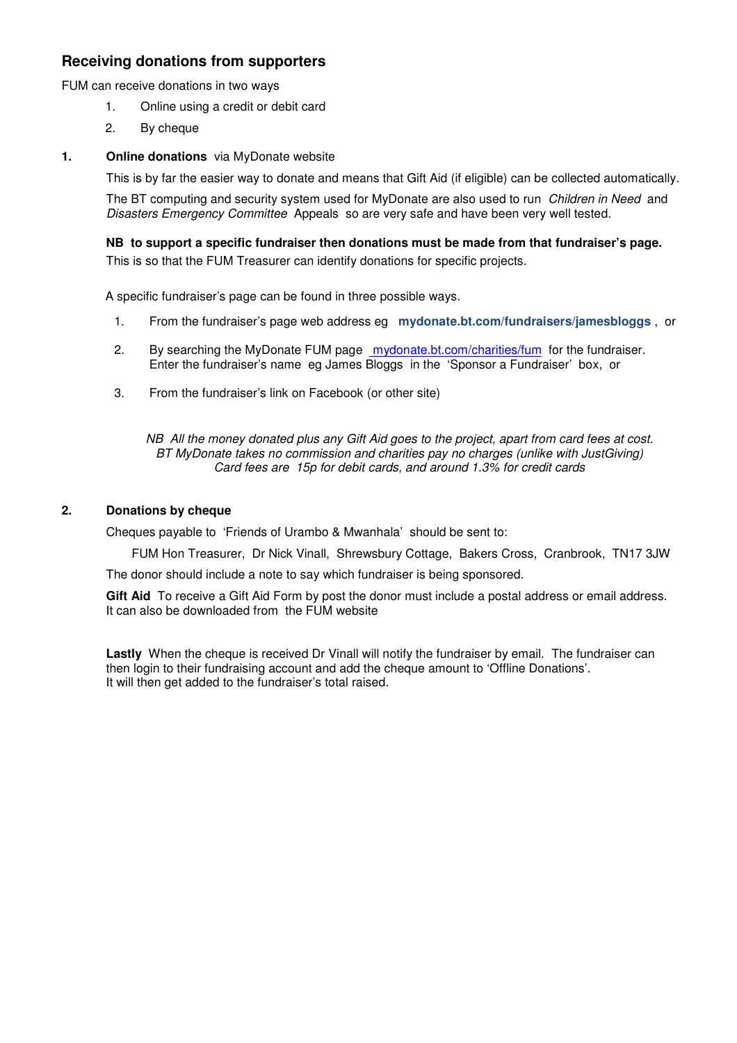## Receiving donations from supporters

FUM can receive donations in two ways

1. Online using a credit or debit card
2. By cheque

### 1. **Online donations** via MyDonate website

This is by far the easier way to donate and means that Gift Aid (if eligible) can be collected automatically.

The BT computing and security system used for MyDonate are also used to run *Children in Need* and *Disasters Emergency Committee* Appeals so are very safe and have been very well tested.

**NB to support a specific fundraiser then donations must be made from that fundraiser's page.**
This is so that the FUM Treasurer can identify donations for specific projects.

A specific fundraiser's page can be found in three possible ways.

1. From the fundraiser's page web address eg **mydonate.bt.com/fundraisers/jamesbloggs** , or
2. By searching the MyDonate FUM page mydonate.bt.com/charities/fum for the fundraiser. Enter the fundraiser's name eg James Bloggs in the 'Sponsor a Fundraiser' box, or
3. From the fundraiser's link on Facebook (or other site)

*NB All the money donated plus any Gift Aid goes to the project, apart from card fees at cost.*
*BT MyDonate takes no commission and charities pay no charges (unlike with JustGiving)*
*Card fees are 15p for debit cards, and around 1.3% for credit cards*

### 2. **Donations by cheque**

Cheques payable to 'Friends of Urambo & Mwanhala' should be sent to:

FUM Hon Treasurer, Dr Nick Vinall, Shrewsbury Cottage, Bakers Cross, Cranbrook, TN17 3JW

The donor should include a note to say which fundraiser is being sponsored.

**Gift Aid** To receive a Gift Aid Form by post the donor must include a postal address or email address. It can also be downloaded from the FUM website

**Lastly** When the cheque is received Dr Vinall will notify the fundraiser by email. The fundraiser can then login to their fundraising account and add the cheque amount to 'Offline Donations'.
It will then get added to the fundraiser's total raised.